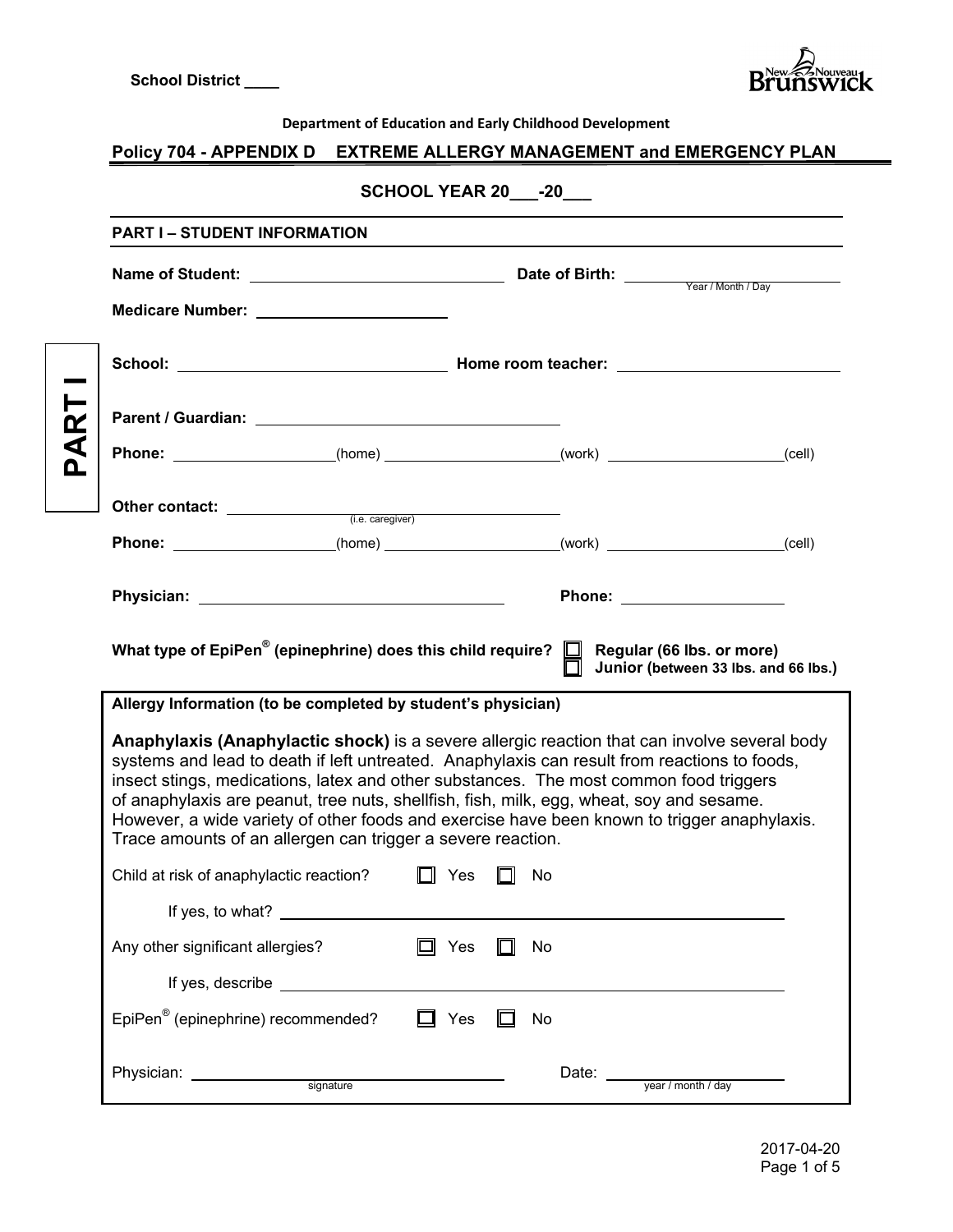School District ____

New Brunswick / Nouveau Brunswick

Department of Education and Early Childhood Development

## Policy 704 - APPENDIX D EXTREME ALLERGY MANAGEMENT and EMERGENCY PLAN

### SCHOOL YEAR 20___-20___

**PART I – STUDENT INFORMATION**

**PART I**

**Name of Student:** ______________________ **Date of Birth:** ______________________ (Year / Month / Day)

**Medicare Number:** ______________________

**School:** ______________________ **Home room teacher:** ______________________

**Parent / Guardian:** ______________________

**Phone:** ______________(home) ______________(work) ______________(cell)

**Other contact:** ______________________ (i.e. caregiver)

**Phone:** ______________(home) ______________(work) ______________(cell)

**Physician:** ______________________ **Phone:** ______________________

**What type of EpiPen® (epinephrine) does this child require?**
- ☐ **Regular (66 lbs. or more)**
- ☐ **Junior (between 33 lbs. and 66 lbs.)**

**Allergy Information (to be completed by student's physician)**

**Anaphylaxis (Anaphylactic shock)** is a severe allergic reaction that can involve several body systems and lead to death if left untreated. Anaphylaxis can result from reactions to foods, insect stings, medications, latex and other substances. The most common food triggers of anaphylaxis are peanut, tree nuts, shellfish, fish, milk, egg, wheat, soy and sesame. However, a wide variety of other foods and exercise have been known to trigger anaphylaxis. Trace amounts of an allergen can trigger a severe reaction.

Child at risk of anaphylactic reaction? ☐ Yes ☐ No

If yes, to what? ______________________

Any other significant allergies? ☐ Yes ☐ No

If yes, describe ______________________

EpiPen® (epinephrine) recommended? ☐ Yes ☐ No

Physician: ______________________ (signature) Date: ______________________ (year / month / day)

2017-04-20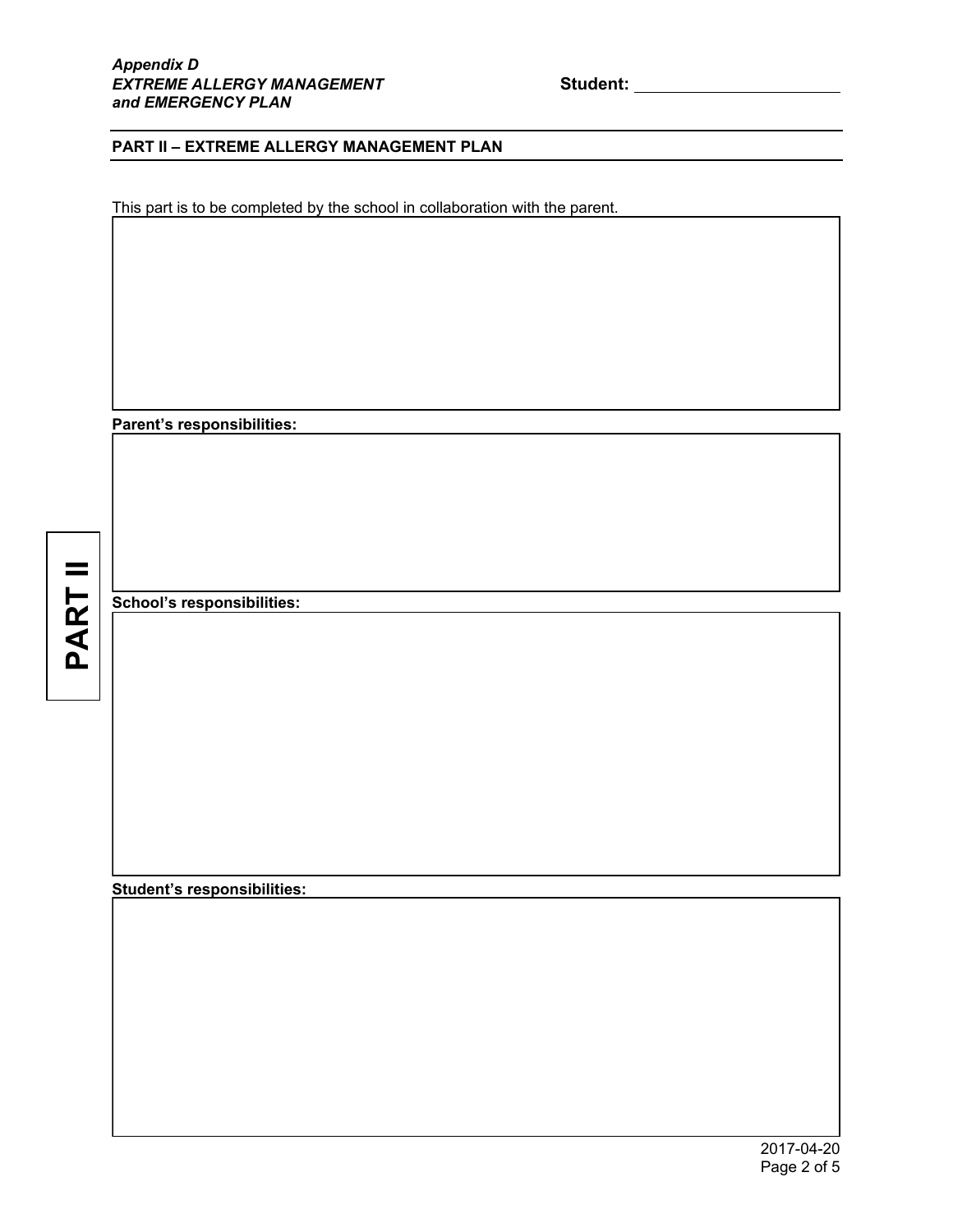*Appendix D*
***EXTREME ALLERGY MANAGEMENT and EMERGENCY PLAN***

**Student:** ______________________

## PART II – EXTREME ALLERGY MANAGEMENT PLAN

This part is to be completed by the school in collaboration with the parent.

**Parent's responsibilities:**

**School's responsibilities:**

**Student's responsibilities:**

2017-04-20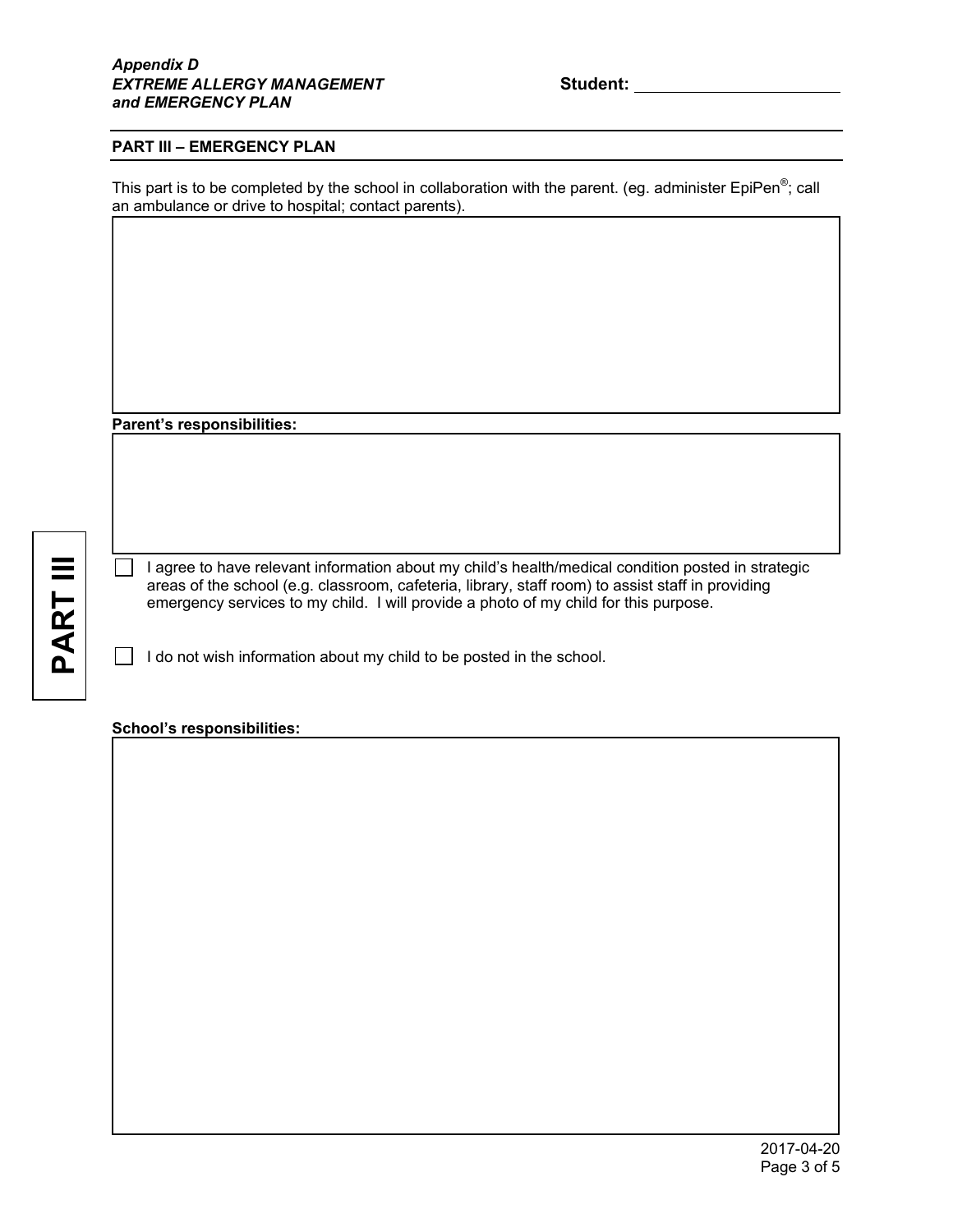*Appendix D*
***EXTREME ALLERGY MANAGEMENT and EMERGENCY PLAN***

**Student:** ______________________

## PART III – EMERGENCY PLAN

This part is to be completed by the school in collaboration with the parent. (eg. administer EpiPen®; call an ambulance or drive to hospital; contact parents).

**Parent's responsibilities:**

☐ I agree to have relevant information about my child's health/medical condition posted in strategic areas of the school (e.g. classroom, cafeteria, library, staff room) to assist staff in providing emergency services to my child. I will provide a photo of my child for this purpose.

☐ I do not wish information about my child to be posted in the school.

**School's responsibilities:**

2017-04-20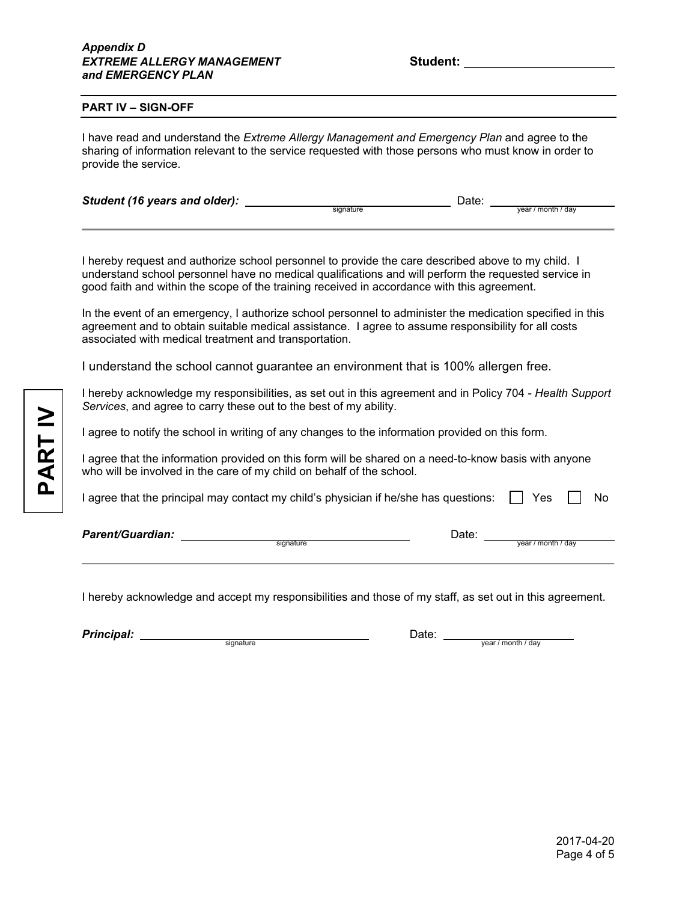***Appendix D***
***EXTREME ALLERGY MANAGEMENT and EMERGENCY PLAN***

**Student:** ______________________

## PART IV – SIGN-OFF

I have read and understand the *Extreme Allergy Management and Emergency Plan* and agree to the sharing of information relevant to the service requested with those persons who must know in order to provide the service.

***Student (16 years and older):*** ______________________ (signature) Date: ______________ (year / month / day)

---

I hereby request and authorize school personnel to provide the care described above to my child. I understand school personnel have no medical qualifications and will perform the requested service in good faith and within the scope of the training received in accordance with this agreement.

In the event of an emergency, I authorize school personnel to administer the medication specified in this agreement and to obtain suitable medical assistance. I agree to assume responsibility for all costs associated with medical treatment and transportation.

I understand the school cannot guarantee an environment that is 100% allergen free.

I hereby acknowledge my responsibilities, as set out in this agreement and in Policy 704 - *Health Support Services*, and agree to carry these out to the best of my ability.

I agree to notify the school in writing of any changes to the information provided on this form.

I agree that the information provided on this form will be shared on a need-to-know basis with anyone who will be involved in the care of my child on behalf of the school.

I agree that the principal may contact my child's physician if he/she has questions: ☐ Yes ☐ No

***Parent/Guardian:*** ______________________ (signature) Date: ______________ (year / month / day)

---

I hereby acknowledge and accept my responsibilities and those of my staff, as set out in this agreement.

***Principal:*** ______________________ (signature) Date: ______________ (year / month / day)

2017-04-20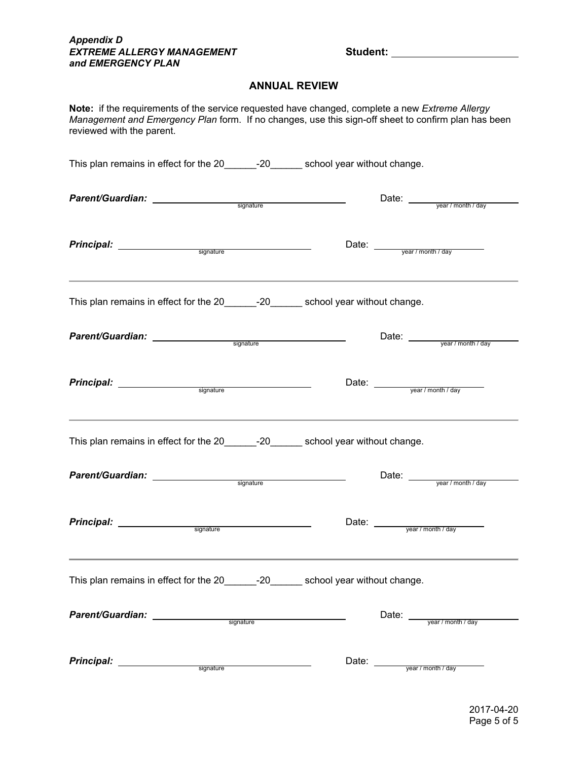***Appendix D***
***EXTREME ALLERGY MANAGEMENT and EMERGENCY PLAN***

**Student:** ______________________

## ANNUAL REVIEW

**Note:** if the requirements of the service requested have changed, complete a new *Extreme Allergy Management and Emergency Plan* form. If no changes, use this sign-off sheet to confirm plan has been reviewed with the parent.

This plan remains in effect for the 20______-20______ school year without change.

***Parent/Guardian:*** ______________________ (signature) Date: ______________ (year / month / day)

***Principal:*** ______________________ (signature) Date: ______________ (year / month / day)

---

This plan remains in effect for the 20______-20______ school year without change.

***Parent/Guardian:*** ______________________ (signature) Date: ______________ (year / month / day)

***Principal:*** ______________________ (signature) Date: ______________ (year / month / day)

---

This plan remains in effect for the 20______-20______ school year without change.

***Parent/Guardian:*** ______________________ (signature) Date: ______________ (year / month / day)

***Principal:*** ______________________ (signature) Date: ______________ (year / month / day)

---

This plan remains in effect for the 20______-20______ school year without change.

***Parent/Guardian:*** ______________________ (signature) Date: ______________ (year / month / day)

***Principal:*** ______________________ (signature) Date: ______________ (year / month / day)

2017-04-20